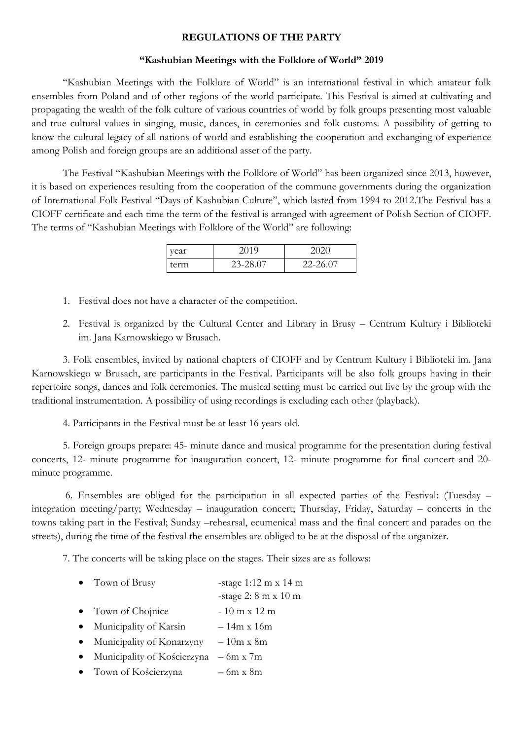**REGULATIONS OF THE PARTY**

**"Kashubian Meetings with the Folklore of World" 2019**

"Kashubian Meetings with the Folklore of World" is an international festival in which amateur folk ensembles from Poland and of other regions of the world participate. This Festival is aimed at cultivating and propagating the wealth of the folk culture of various countries of world by folk groups presenting most valuable and true cultural values in singing, music, dances, in ceremonies and folk customs. A possibility of getting to know the cultural legacy of all nations of world and establishing the cooperation and exchanging of experience among Polish and foreign groups are an additional asset of the party.

The Festival "Kashubian Meetings with the Folklore of World" has been organized since 2013, however, it is based on experiences resulting from the cooperation of the commune governments during the organization of International Folk Festival "Days of Kashubian Culture", which lasted from 1994 to 2012.The Festival has a CIOFF certificate and each time the term of the festival is arranged with agreement of Polish Section of CIOFF. The terms of "Kashubian Meetings with Folklore of the World" are following:

| year | 2019 | 2020 |
|---|---|---|
| term | 23-28.07 | 22-26.07 |

1. Festival does not have a character of the competition.
2. Festival is organized by the Cultural Center and Library in Brusy – Centrum Kultury i Biblioteki im. Jana Karnowskiego w Brusach.

3. Folk ensembles, invited by national chapters of CIOFF and by Centrum Kultury i Biblioteki im. Jana Karnowskiego w Brusach, are participants in the Festival. Participants will be also folk groups having in their repertoire songs, dances and folk ceremonies. The musical setting must be carried out live by the group with the traditional instrumentation. A possibility of using recordings is excluding each other (playback).

4. Participants in the Festival must be at least 16 years old.

5. Foreign groups prepare: 45- minute dance and musical programme for the presentation during festival concerts, 12- minute programme for inauguration concert, 12- minute programme for final concert and 20-minute programme.

6. Ensembles are obliged for the participation in all expected parties of the Festival: (Tuesday – integration meeting/party; Wednesday – inauguration concert; Thursday, Friday, Saturday – concerts in the towns taking part in the Festival; Sunday –rehearsal, ecumenical mass and the final concert and parades on the streets), during the time of the festival the ensembles are obliged to be at the disposal of the organizer.

7. The concerts will be taking place on the stages. Their sizes are as follows:

- Town of Brusy -stage 1:12 m x 14 m
  -stage 2: 8 m x 10 m
- Town of Chojnice - 10 m x 12 m
- Municipality of Karsin – 14m x 16m
- Municipality of Konarzyny – 10m x 8m
- Municipality of Kościerzyna – 6m x 7m
- Town of Kościerzyna – 6m x 8m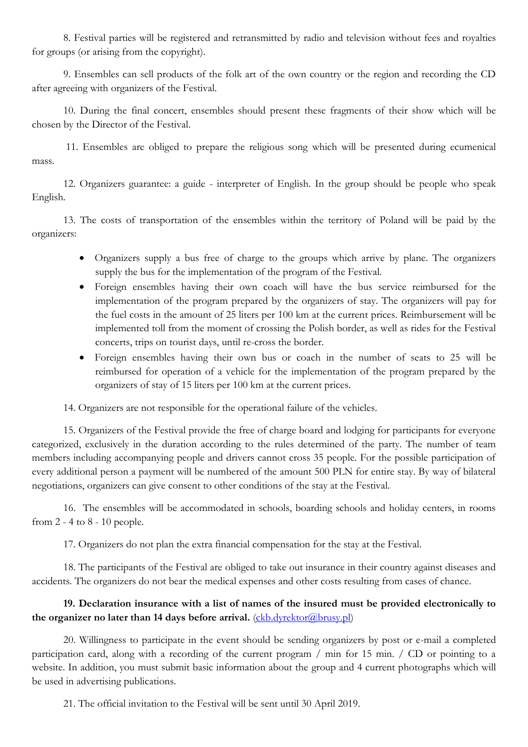8. Festival parties will be registered and retransmitted by radio and television without fees and royalties for groups (or arising from the copyright).

9. Ensembles can sell products of the folk art of the own country or the region and recording the CD after agreeing with organizers of the Festival.

10. During the final concert, ensembles should present these fragments of their show which will be chosen by the Director of the Festival.

11. Ensembles are obliged to prepare the religious song which will be presented during ecumenical mass.

12. Organizers guarantee: a guide - interpreter of English. In the group should be people who speak English.

13. The costs of transportation of the ensembles within the territory of Poland will be paid by the organizers:

- Organizers supply a bus free of charge to the groups which arrive by plane. The organizers supply the bus for the implementation of the program of the Festival.
- Foreign ensembles having their own coach will have the bus service reimbursed for the implementation of the program prepared by the organizers of stay. The organizers will pay for the fuel costs in the amount of 25 liters per 100 km at the current prices. Reimbursement will be implemented toll from the moment of crossing the Polish border, as well as rides for the Festival concerts, trips on tourist days, until re-cross the border.
- Foreign ensembles having their own bus or coach in the number of seats to 25 will be reimbursed for operation of a vehicle for the implementation of the program prepared by the organizers of stay of 15 liters per 100 km at the current prices.

14. Organizers are not responsible for the operational failure of the vehicles.

15. Organizers of the Festival provide the free of charge board and lodging for participants for everyone categorized, exclusively in the duration according to the rules determined of the party. The number of team members including accompanying people and drivers cannot cross 35 people. For the possible participation of every additional person a payment will be numbered of the amount 500 PLN for entire stay. By way of bilateral negotiations, organizers can give consent to other conditions of the stay at the Festival.

16. The ensembles will be accommodated in schools, boarding schools and holiday centers, in rooms from 2 - 4 to 8 - 10 people.

17. Organizers do not plan the extra financial compensation for the stay at the Festival.

18. The participants of the Festival are obliged to take out insurance in their country against diseases and accidents. The organizers do not bear the medical expenses and other costs resulting from cases of chance.

**19. Declaration insurance with a list of names of the insured must be provided electronically to the organizer no later than 14 days before arrival.** (ckb.dyrektor@brusy.pl)

20. Willingness to participate in the event should be sending organizers by post or e-mail a completed participation card, along with a recording of the current program / min for 15 min. / CD or pointing to a website. In addition, you must submit basic information about the group and 4 current photographs which will be used in advertising publications.

21. The official invitation to the Festival will be sent until 30 April 2019.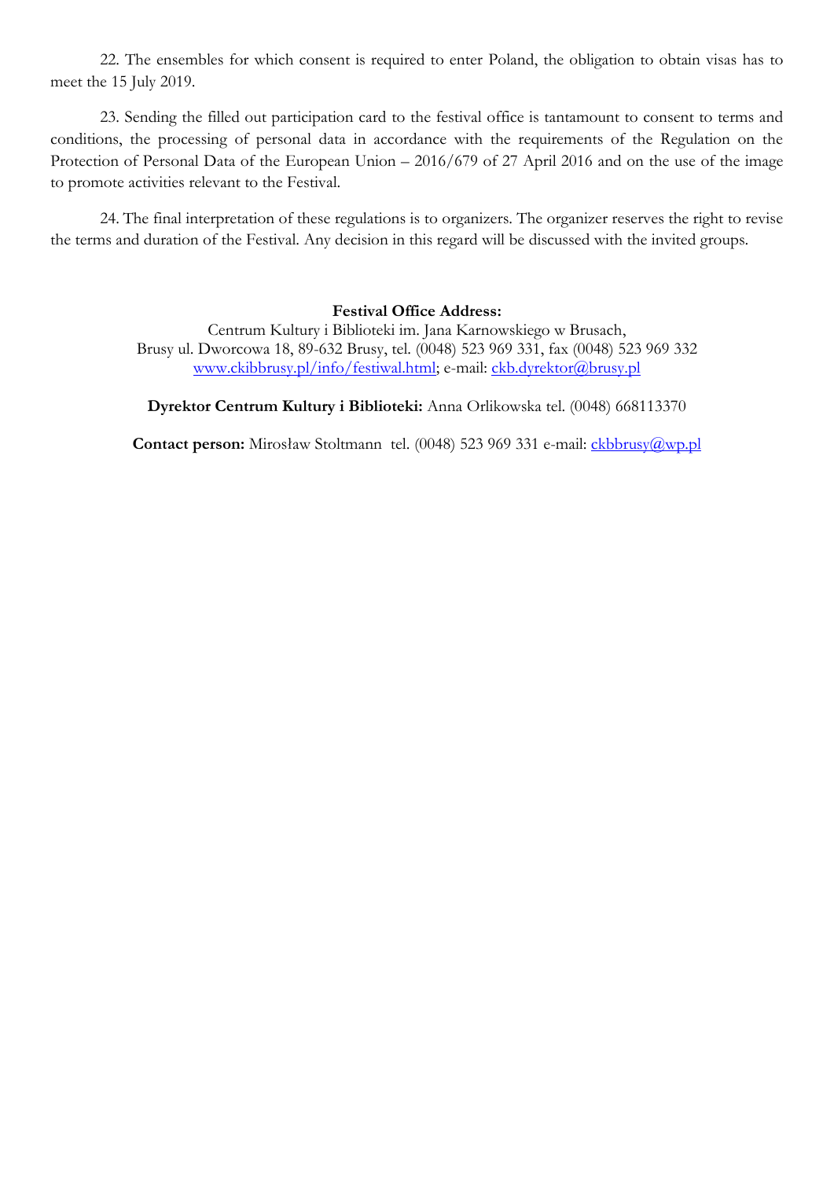22. The ensembles for which consent is required to enter Poland, the obligation to obtain visas has to meet the 15 July 2019.

23. Sending the filled out participation card to the festival office is tantamount to consent to terms and conditions, the processing of personal data in accordance with the requirements of the Regulation on the Protection of Personal Data of the European Union – 2016/679 of 27 April 2016 and on the use of the image to promote activities relevant to the Festival.

24. The final interpretation of these regulations is to organizers. The organizer reserves the right to revise the terms and duration of the Festival. Any decision in this regard will be discussed with the invited groups.

**Festival Office Address:**
Centrum Kultury i Biblioteki im. Jana Karnowskiego w Brusach,
Brusy ul. Dworcowa 18, 89-632 Brusy, tel. (0048) 523 969 331, fax (0048) 523 969 332
www.ckibbrusy.pl/info/festiwal.html; e-mail: ckb.dyrektor@brusy.pl

**Dyrektor Centrum Kultury i Biblioteki:** Anna Orlikowska tel. (0048) 668113370

**Contact person:** Mirosław Stoltmann tel. (0048) 523 969 331 e-mail: ckbbrusy@wp.pl